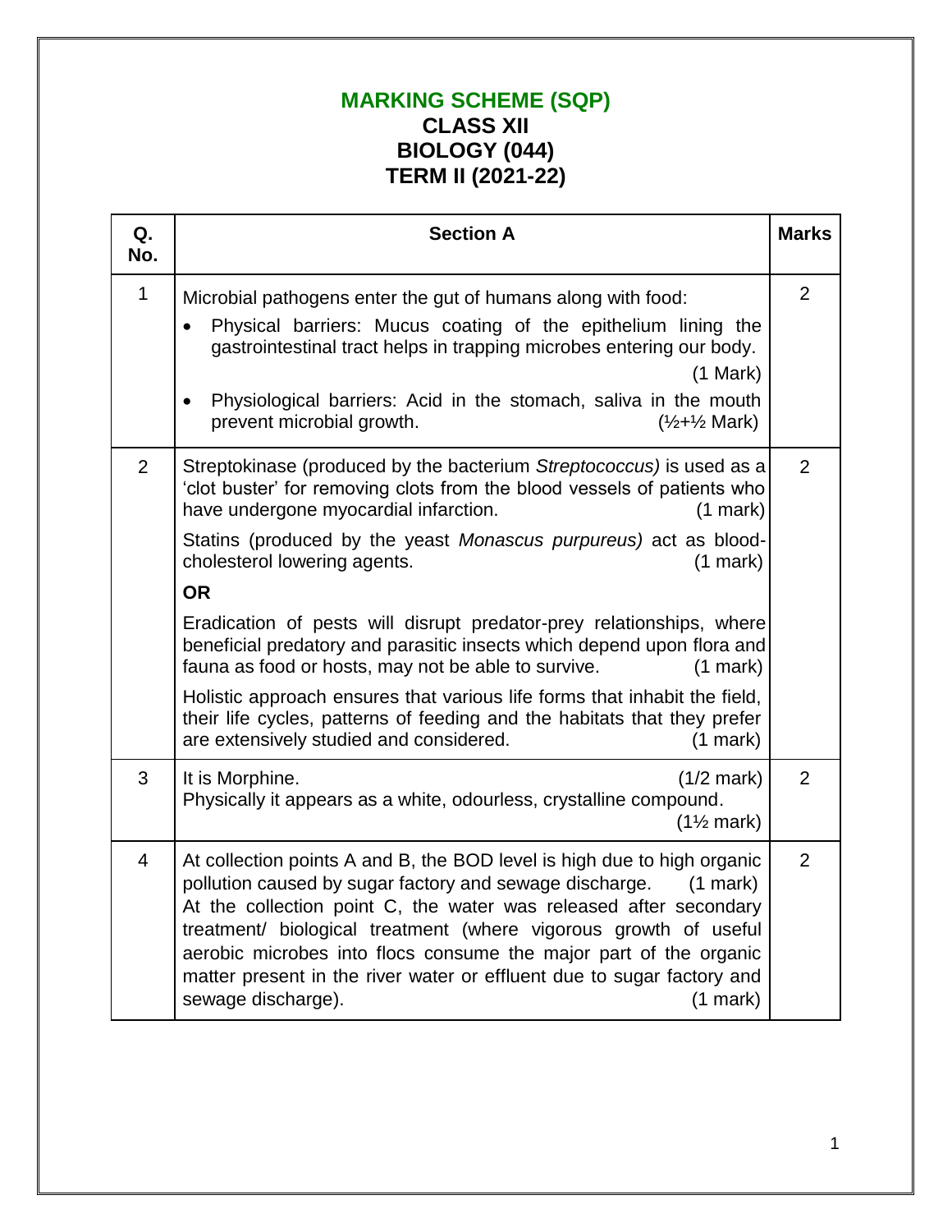# MARKING SCHEME (SQP)
## CLASS XII
## BIOLOGY (044)
## TERM II (2021-22)

| Q. No. | Section A | Marks |
|---|---|---|
| 1 | Microbial pathogens enter the gut of humans along with food:<br>• Physical barriers: Mucus coating of the epithelium lining the gastrointestinal tract helps in trapping microbes entering our body. (1 Mark)<br>• Physiological barriers: Acid in the stomach, saliva in the mouth prevent microbial growth. (½+½ Mark) | 2 |
| 2 | Streptokinase (produced by the bacterium *Streptococcus)* is used as a 'clot buster' for removing clots from the blood vessels of patients who have undergone myocardial infarction. (1 mark)<br>Statins (produced by the yeast *Monascus purpureus)* act as blood-cholesterol lowering agents. (1 mark)<br>**OR**<br>Eradication of pests will disrupt predator-prey relationships, where beneficial predatory and parasitic insects which depend upon flora and fauna as food or hosts, may not be able to survive. (1 mark)<br>Holistic approach ensures that various life forms that inhabit the field, their life cycles, patterns of feeding and the habitats that they prefer are extensively studied and considered. (1 mark) | 2 |
| 3 | It is Morphine. (1/2 mark)<br>Physically it appears as a white, odourless, crystalline compound. (1½ mark) | 2 |
| 4 | At collection points A and B, the BOD level is high due to high organic pollution caused by sugar factory and sewage discharge. (1 mark)<br>At the collection point C, the water was released after secondary treatment/ biological treatment (where vigorous growth of useful aerobic microbes into flocs consume the major part of the organic matter present in the river water or effluent due to sugar factory and sewage discharge). (1 mark) | 2 |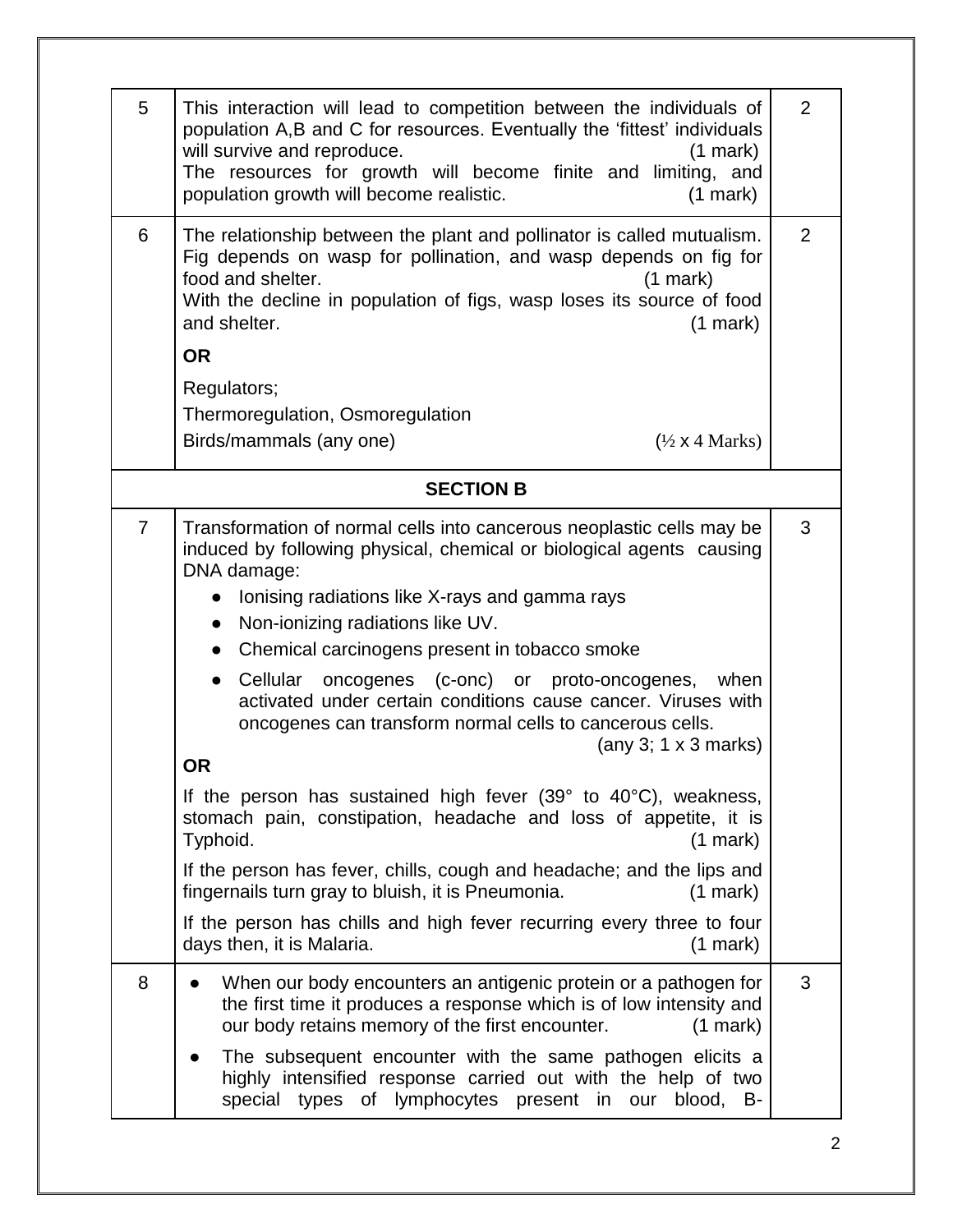| | | |
|---|---|---|
| 5 | This interaction will lead to competition between the individuals of population A,B and C for resources. Eventually the 'fittest' individuals will survive and reproduce. (1 mark)<br>The resources for growth will become finite and limiting, and population growth will become realistic. (1 mark) | 2 |
| 6 | The relationship between the plant and pollinator is called mutualism. Fig depends on wasp for pollination, and wasp depends on fig for food and shelter. (1 mark)<br>With the decline in population of figs, wasp loses its source of food and shelter. (1 mark)<br>**OR**<br>Regulators;<br>Thermoregulation, Osmoregulation<br>Birds/mammals (any one) (½ x 4 Marks) | 2 |
| | **SECTION B** | |
| 7 | Transformation of normal cells into cancerous neoplastic cells may be induced by following physical, chemical or biological agents causing DNA damage:<br>● Ionising radiations like X-rays and gamma rays<br>● Non-ionizing radiations like UV.<br>● Chemical carcinogens present in tobacco smoke<br>● Cellular oncogenes (c-onc) or proto-oncogenes, when activated under certain conditions cause cancer. Viruses with oncogenes can transform normal cells to cancerous cells. (any 3; 1 x 3 marks)<br>**OR**<br>If the person has sustained high fever (39° to 40°C), weakness, stomach pain, constipation, headache and loss of appetite, it is Typhoid. (1 mark)<br>If the person has fever, chills, cough and headache; and the lips and fingernails turn gray to bluish, it is Pneumonia. (1 mark)<br>If the person has chills and high fever recurring every three to four days then, it is Malaria. (1 mark) | 3 |
| 8 | ● When our body encounters an antigenic protein or a pathogen for the first time it produces a response which is of low intensity and our body retains memory of the first encounter. (1 mark)<br>● The subsequent encounter with the same pathogen elicits a highly intensified response carried out with the help of two special types of lymphocytes present in our blood, B- | 3 |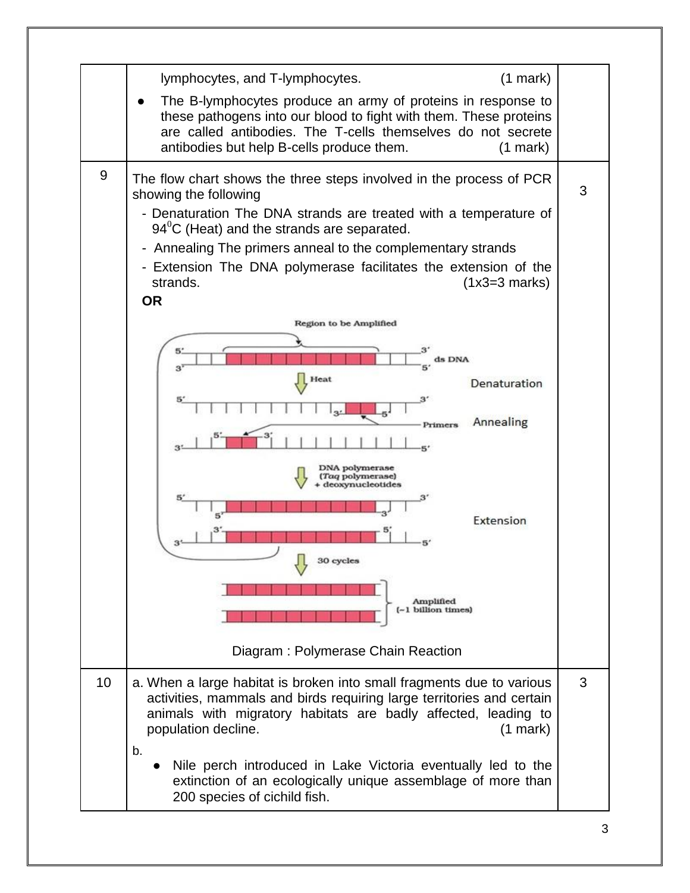| | | |
|---|---|---|
| | lymphocytes, and T-lymphocytes. (1 mark)<br>● The B-lymphocytes produce an army of proteins in response to these pathogens into our blood to fight with them. These proteins are called antibodies. The T-cells themselves do not secrete antibodies but help B-cells produce them. (1 mark) | |
| 9 | The flow chart shows the three steps involved in the process of PCR showing the following<br>- Denaturation The DNA strands are treated with a temperature of $94^0$C (Heat) and the strands are separated.<br>- Annealing The primers anneal to the complementary strands<br>- Extension The DNA polymerase facilitates the extension of the strands. (1x3=3 marks)<br>**OR**<br>Region to be Amplified; 5' 3' ds DNA 3' 5'; Heat; Denaturation; Primers; Annealing; DNA polymerase (*Taq* polymerase) + deoxynucleotides; Extension; 30 cycles; Amplified (~1 billion times)<br>Diagram : Polymerase Chain Reaction | 3 |
| 10 | a. When a large habitat is broken into small fragments due to various activities, mammals and birds requiring large territories and certain animals with migratory habitats are badly affected, leading to population decline. (1 mark)<br>b.<br>● Nile perch introduced in Lake Victoria eventually led to the extinction of an ecologically unique assemblage of more than 200 species of cichild fish. | 3 |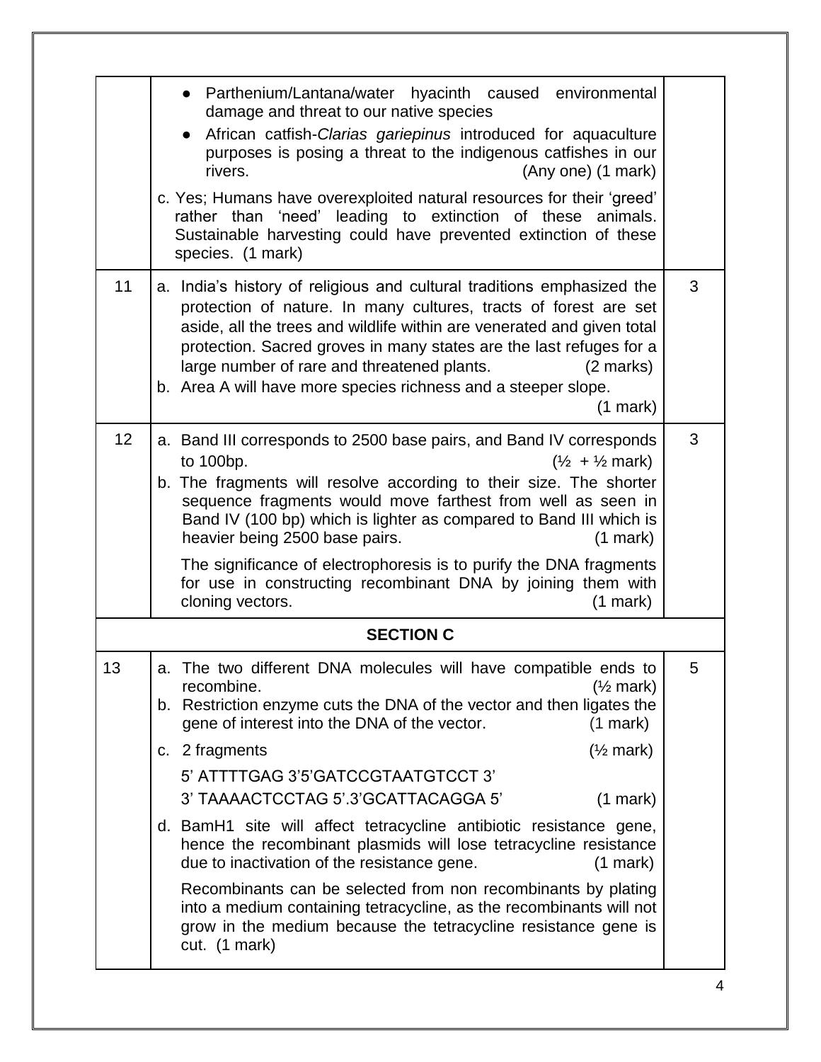|  |  |  |
|---|---|---|
|  | ● Parthenium/Lantana/water hyacinth caused environmental damage and threat to our native species<br>● African catfish-*Clarias gariepinus* introduced for aquaculture purposes is posing a threat to the indigenous catfishes in our rivers. (Any one) (1 mark)<br>c. Yes; Humans have overexploited natural resources for their 'greed' rather than 'need' leading to extinction of these animals. Sustainable harvesting could have prevented extinction of these species. (1 mark) |  |
| 11 | a. India's history of religious and cultural traditions emphasized the protection of nature. In many cultures, tracts of forest are set aside, all the trees and wildlife within are venerated and given total protection. Sacred groves in many states are the last refuges for a large number of rare and threatened plants. (2 marks)<br>b. Area A will have more species richness and a steeper slope. (1 mark) | 3 |
| 12 | a. Band III corresponds to 2500 base pairs, and Band IV corresponds to 100bp. (½ + ½ mark)<br>b. The fragments will resolve according to their size. The shorter sequence fragments would move farthest from well as seen in Band IV (100 bp) which is lighter as compared to Band III which is heavier being 2500 base pairs. (1 mark)<br>The significance of electrophoresis is to purify the DNA fragments for use in constructing recombinant DNA by joining them with cloning vectors. (1 mark) | 3 |
| **SECTION C** |  |  |
| 13 | a. The two different DNA molecules will have compatible ends to recombine. (½ mark)<br>b. Restriction enzyme cuts the DNA of the vector and then ligates the gene of interest into the DNA of the vector. (1 mark)<br>c. 2 fragments (½ mark)<br>5' ATTTTGAG 3'5'GATCCGTAATGTCCT 3'<br>3' TAAAACTCCTAG 5'.3'GCATTACAGGA 5' (1 mark)<br>d. BamH1 site will affect tetracycline antibiotic resistance gene, hence the recombinant plasmids will lose tetracycline resistance due to inactivation of the resistance gene. (1 mark)<br>Recombinants can be selected from non recombinants by plating into a medium containing tetracycline, as the recombinants will not grow in the medium because the tetracycline resistance gene is cut. (1 mark) | 5 |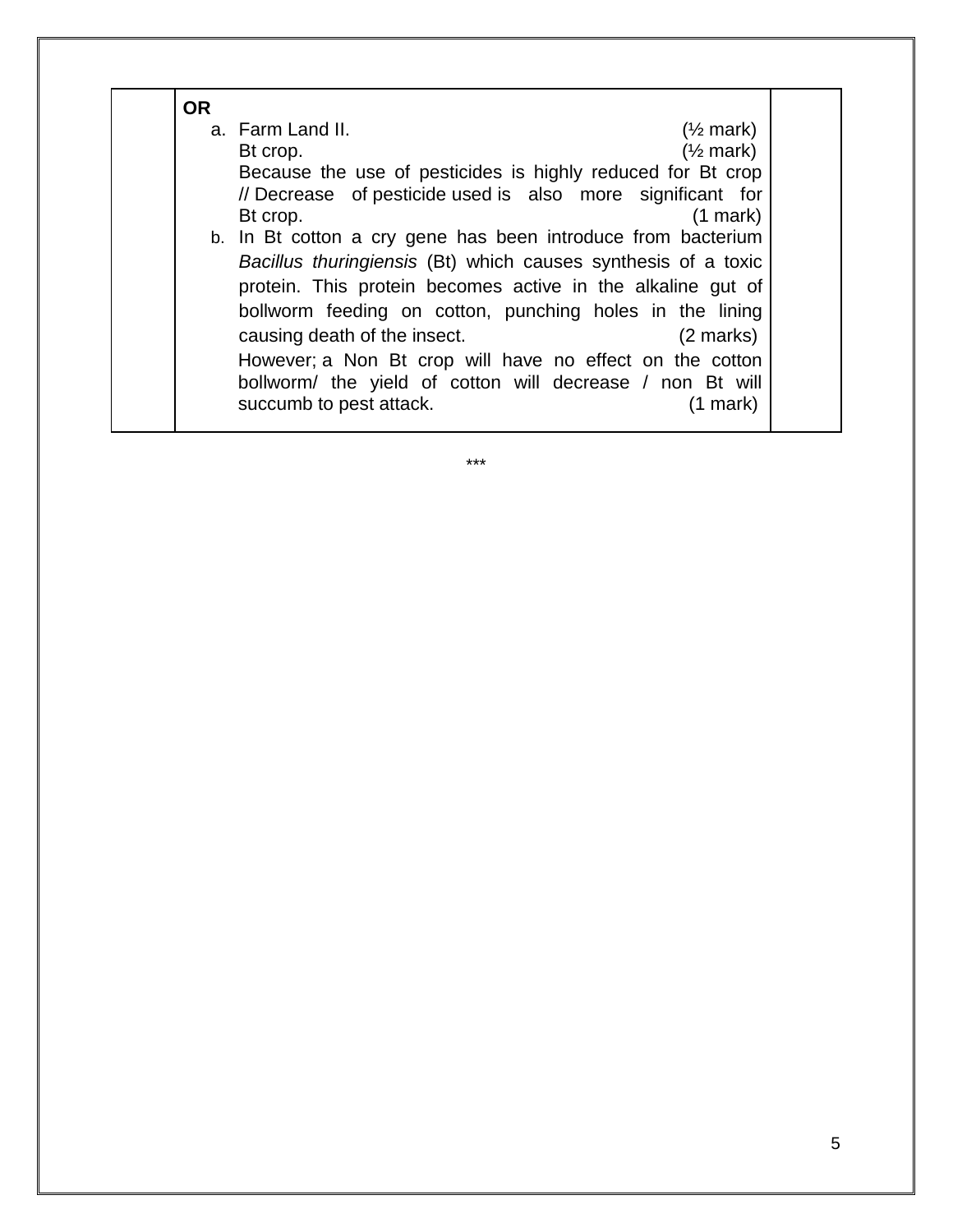| | | |
|---|---|---|
| | **OR**<br>a. Farm Land II. (½ mark)<br>Bt crop. (½ mark)<br>Because the use of pesticides is highly reduced for Bt crop // Decrease of pesticide used is also more significant for Bt crop. (1 mark)<br>b. In Bt cotton a cry gene has been introduce from bacterium *Bacillus thuringiensis* (Bt) which causes synthesis of a toxic protein. This protein becomes active in the alkaline gut of bollworm feeding on cotton, punching holes in the lining causing death of the insect. (2 marks)<br>However; a Non Bt crop will have no effect on the cotton bollworm/ the yield of cotton will decrease / non Bt will succumb to pest attack. (1 mark) | |

***